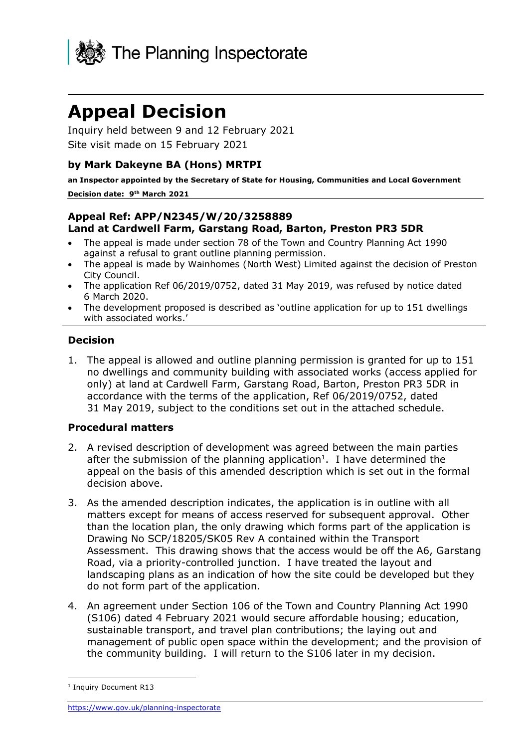The Planning Inspectorate

# Appeal Decision

Inquiry held between 9 and 12 February 2021

Site visit made on 15 February 2021

### by Mark Dakeyne BA (Hons) MRTPI

**an Inspector appointed by the Secretary of State for Housing, Communities and Local Government**

**Decision date: 9th March 2021**

### Appeal Ref: APP/N2345/W/20/3258889
### Land at Cardwell Farm, Garstang Road, Barton, Preston PR3 5DR

- The appeal is made under section 78 of the Town and Country Planning Act 1990 against a refusal to grant outline planning permission.
- The appeal is made by Wainhomes (North West) Limited against the decision of Preston City Council.
- The application Ref 06/2019/0752, dated 31 May 2019, was refused by notice dated 6 March 2020.
- The development proposed is described as 'outline application for up to 151 dwellings with associated works.'

### Decision

1. The appeal is allowed and outline planning permission is granted for up to 151 no dwellings and community building with associated works (access applied for only) at land at Cardwell Farm, Garstang Road, Barton, Preston PR3 5DR in accordance with the terms of the application, Ref 06/2019/0752, dated 31 May 2019, subject to the conditions set out in the attached schedule.

### Procedural matters

2. A revised description of development was agreed between the main parties after the submission of the planning application[1]. I have determined the appeal on the basis of this amended description which is set out in the formal decision above.

3. As the amended description indicates, the application is in outline with all matters except for means of access reserved for subsequent approval. Other than the location plan, the only drawing which forms part of the application is Drawing No SCP/18205/SK05 Rev A contained within the Transport Assessment. This drawing shows that the access would be off the A6, Garstang Road, via a priority-controlled junction. I have treated the layout and landscaping plans as an indication of how the site could be developed but they do not form part of the application.

4. An agreement under Section 106 of the Town and Country Planning Act 1990 (S106) dated 4 February 2021 would secure affordable housing; education, sustainable transport, and travel plan contributions; the laying out and management of public open space within the development; and the provision of the community building. I will return to the S106 later in my decision.

[1] Inquiry Document R13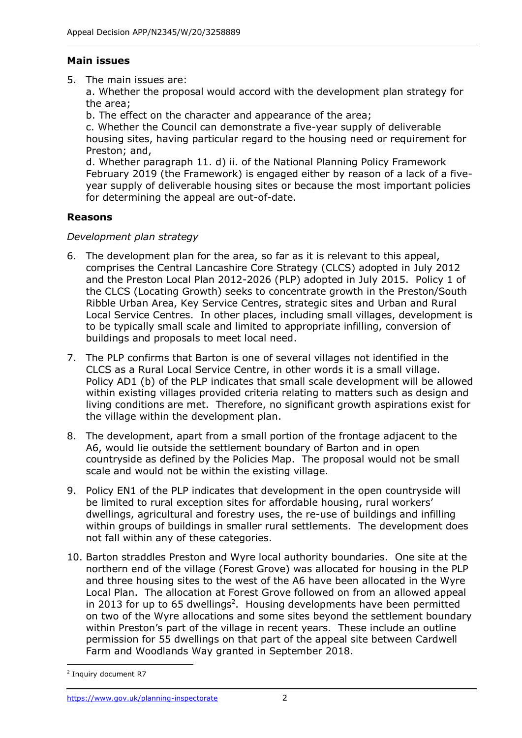**Main issues**

5. The main issues are:

   a. Whether the proposal would accord with the development plan strategy for the area;

   b. The effect on the character and appearance of the area;

   c. Whether the Council can demonstrate a five-year supply of deliverable housing sites, having particular regard to the housing need or requirement for Preston; and,

   d. Whether paragraph 11. d) ii. of the National Planning Policy Framework February 2019 (the Framework) is engaged either by reason of a lack of a five-year supply of deliverable housing sites or because the most important policies for determining the appeal are out-of-date.

**Reasons**

*Development plan strategy*

6. The development plan for the area, so far as it is relevant to this appeal, comprises the Central Lancashire Core Strategy (CLCS) adopted in July 2012 and the Preston Local Plan 2012-2026 (PLP) adopted in July 2015. Policy 1 of the CLCS (Locating Growth) seeks to concentrate growth in the Preston/South Ribble Urban Area, Key Service Centres, strategic sites and Urban and Rural Local Service Centres. In other places, including small villages, development is to be typically small scale and limited to appropriate infilling, conversion of buildings and proposals to meet local need.

7. The PLP confirms that Barton is one of several villages not identified in the CLCS as a Rural Local Service Centre, in other words it is a small village. Policy AD1 (b) of the PLP indicates that small scale development will be allowed within existing villages provided criteria relating to matters such as design and living conditions are met. Therefore, no significant growth aspirations exist for the village within the development plan.

8. The development, apart from a small portion of the frontage adjacent to the A6, would lie outside the settlement boundary of Barton and in open countryside as defined by the Policies Map. The proposal would not be small scale and would not be within the existing village.

9. Policy EN1 of the PLP indicates that development in the open countryside will be limited to rural exception sites for affordable housing, rural workers' dwellings, agricultural and forestry uses, the re-use of buildings and infilling within groups of buildings in smaller rural settlements. The development does not fall within any of these categories.

10. Barton straddles Preston and Wyre local authority boundaries. One site at the northern end of the village (Forest Grove) was allocated for housing in the PLP and three housing sites to the west of the A6 have been allocated in the Wyre Local Plan. The allocation at Forest Grove followed on from an allowed appeal in 2013 for up to 65 dwellings[2]. Housing developments have been permitted on two of the Wyre allocations and some sites beyond the settlement boundary within Preston's part of the village in recent years. These include an outline permission for 55 dwellings on that part of the appeal site between Cardwell Farm and Woodlands Way granted in September 2018.

[2] Inquiry document R7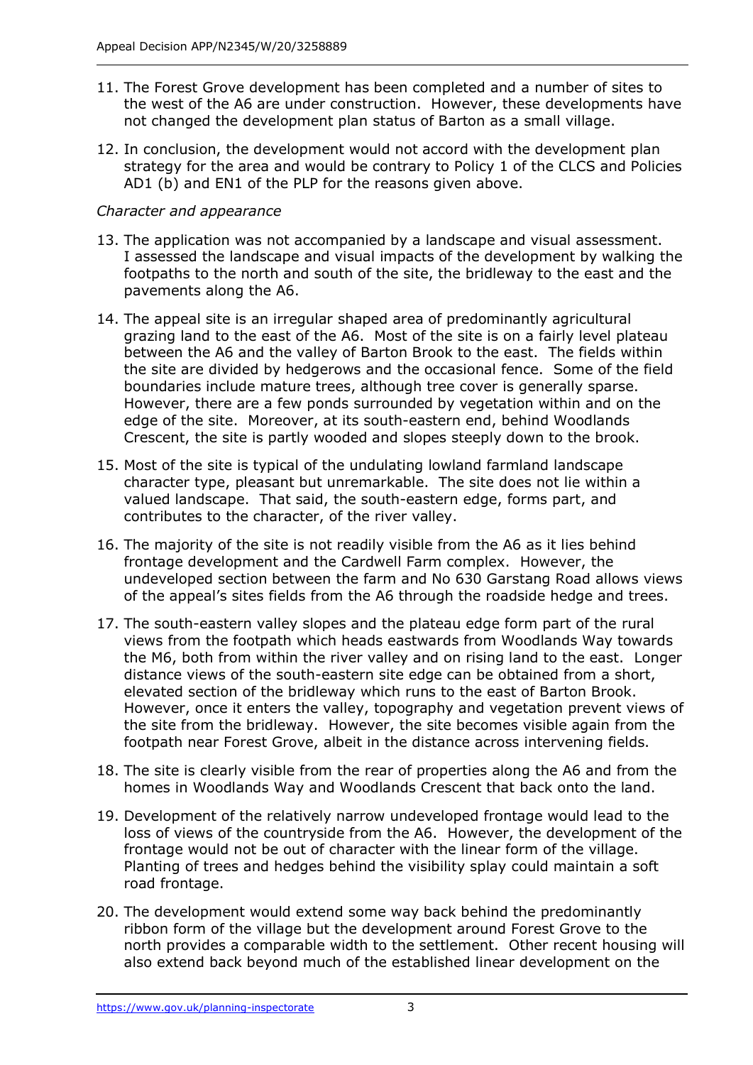11. The Forest Grove development has been completed and a number of sites to the west of the A6 are under construction. However, these developments have not changed the development plan status of Barton as a small village.

12. In conclusion, the development would not accord with the development plan strategy for the area and would be contrary to Policy 1 of the CLCS and Policies AD1 (b) and EN1 of the PLP for the reasons given above.

*Character and appearance*

13. The application was not accompanied by a landscape and visual assessment. I assessed the landscape and visual impacts of the development by walking the footpaths to the north and south of the site, the bridleway to the east and the pavements along the A6.

14. The appeal site is an irregular shaped area of predominantly agricultural grazing land to the east of the A6. Most of the site is on a fairly level plateau between the A6 and the valley of Barton Brook to the east. The fields within the site are divided by hedgerows and the occasional fence. Some of the field boundaries include mature trees, although tree cover is generally sparse. However, there are a few ponds surrounded by vegetation within and on the edge of the site. Moreover, at its south-eastern end, behind Woodlands Crescent, the site is partly wooded and slopes steeply down to the brook.

15. Most of the site is typical of the undulating lowland farmland landscape character type, pleasant but unremarkable. The site does not lie within a valued landscape. That said, the south-eastern edge, forms part, and contributes to the character, of the river valley.

16. The majority of the site is not readily visible from the A6 as it lies behind frontage development and the Cardwell Farm complex. However, the undeveloped section between the farm and No 630 Garstang Road allows views of the appeal's sites fields from the A6 through the roadside hedge and trees.

17. The south-eastern valley slopes and the plateau edge form part of the rural views from the footpath which heads eastwards from Woodlands Way towards the M6, both from within the river valley and on rising land to the east. Longer distance views of the south-eastern site edge can be obtained from a short, elevated section of the bridleway which runs to the east of Barton Brook. However, once it enters the valley, topography and vegetation prevent views of the site from the bridleway. However, the site becomes visible again from the footpath near Forest Grove, albeit in the distance across intervening fields.

18. The site is clearly visible from the rear of properties along the A6 and from the homes in Woodlands Way and Woodlands Crescent that back onto the land.

19. Development of the relatively narrow undeveloped frontage would lead to the loss of views of the countryside from the A6. However, the development of the frontage would not be out of character with the linear form of the village. Planting of trees and hedges behind the visibility splay could maintain a soft road frontage.

20. The development would extend some way back behind the predominantly ribbon form of the village but the development around Forest Grove to the north provides a comparable width to the settlement. Other recent housing will also extend back beyond much of the established linear development on the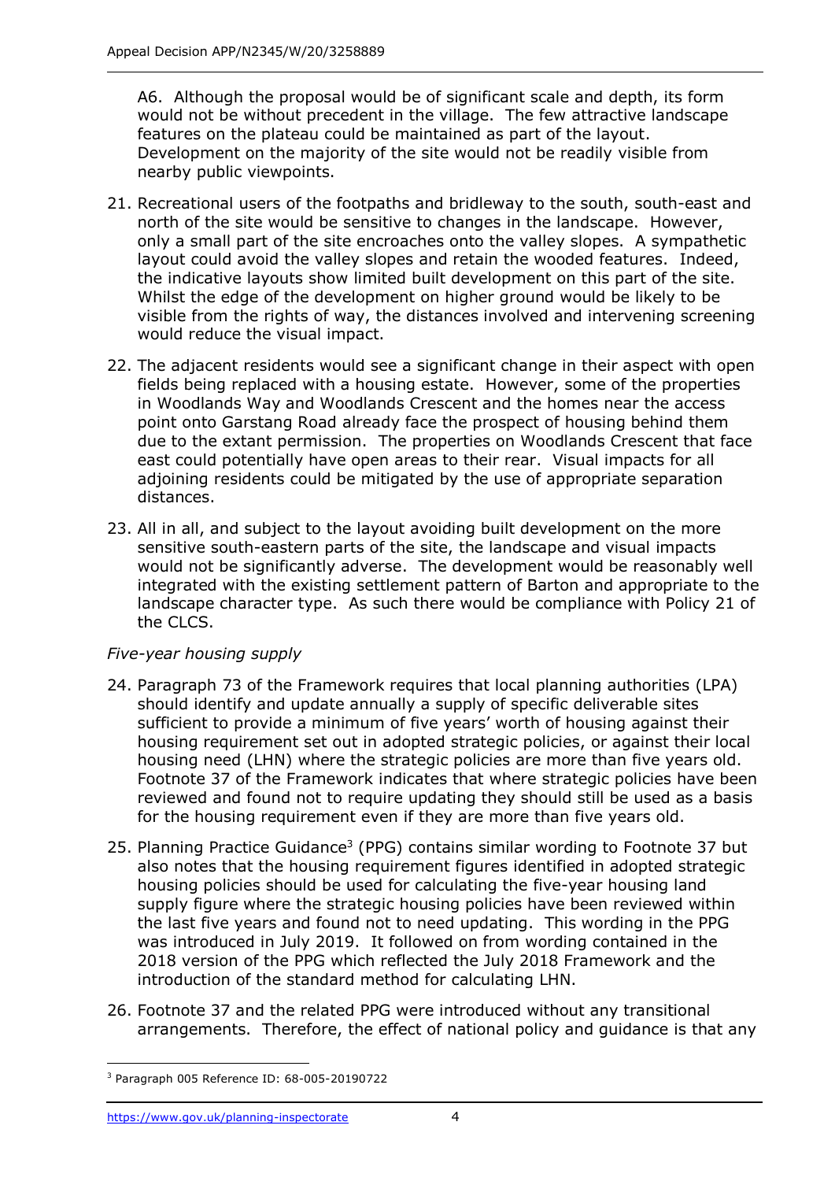A6. Although the proposal would be of significant scale and depth, its form would not be without precedent in the village. The few attractive landscape features on the plateau could be maintained as part of the layout. Development on the majority of the site would not be readily visible from nearby public viewpoints.

21. Recreational users of the footpaths and bridleway to the south, south-east and north of the site would be sensitive to changes in the landscape. However, only a small part of the site encroaches onto the valley slopes. A sympathetic layout could avoid the valley slopes and retain the wooded features. Indeed, the indicative layouts show limited built development on this part of the site. Whilst the edge of the development on higher ground would be likely to be visible from the rights of way, the distances involved and intervening screening would reduce the visual impact.

22. The adjacent residents would see a significant change in their aspect with open fields being replaced with a housing estate. However, some of the properties in Woodlands Way and Woodlands Crescent and the homes near the access point onto Garstang Road already face the prospect of housing behind them due to the extant permission. The properties on Woodlands Crescent that face east could potentially have open areas to their rear. Visual impacts for all adjoining residents could be mitigated by the use of appropriate separation distances.

23. All in all, and subject to the layout avoiding built development on the more sensitive south-eastern parts of the site, the landscape and visual impacts would not be significantly adverse. The development would be reasonably well integrated with the existing settlement pattern of Barton and appropriate to the landscape character type. As such there would be compliance with Policy 21 of the CLCS.

*Five-year housing supply*

24. Paragraph 73 of the Framework requires that local planning authorities (LPA) should identify and update annually a supply of specific deliverable sites sufficient to provide a minimum of five years' worth of housing against their housing requirement set out in adopted strategic policies, or against their local housing need (LHN) where the strategic policies are more than five years old. Footnote 37 of the Framework indicates that where strategic policies have been reviewed and found not to require updating they should still be used as a basis for the housing requirement even if they are more than five years old.

25. Planning Practice Guidance[3] (PPG) contains similar wording to Footnote 37 but also notes that the housing requirement figures identified in adopted strategic housing policies should be used for calculating the five-year housing land supply figure where the strategic housing policies have been reviewed within the last five years and found not to need updating. This wording in the PPG was introduced in July 2019. It followed on from wording contained in the 2018 version of the PPG which reflected the July 2018 Framework and the introduction of the standard method for calculating LHN.

26. Footnote 37 and the related PPG were introduced without any transitional arrangements. Therefore, the effect of national policy and guidance is that any

[3] Paragraph 005 Reference ID: 68-005-20190722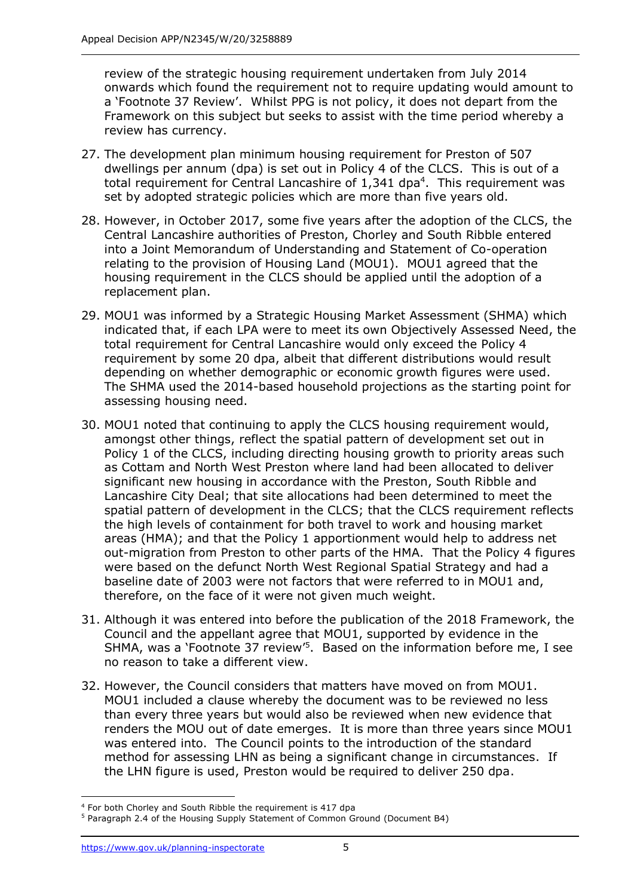review of the strategic housing requirement undertaken from July 2014 onwards which found the requirement not to require updating would amount to a 'Footnote 37 Review'. Whilst PPG is not policy, it does not depart from the Framework on this subject but seeks to assist with the time period whereby a review has currency.

27. The development plan minimum housing requirement for Preston of 507 dwellings per annum (dpa) is set out in Policy 4 of the CLCS. This is out of a total requirement for Central Lancashire of 1,341 dpa[4]. This requirement was set by adopted strategic policies which are more than five years old.

28. However, in October 2017, some five years after the adoption of the CLCS, the Central Lancashire authorities of Preston, Chorley and South Ribble entered into a Joint Memorandum of Understanding and Statement of Co-operation relating to the provision of Housing Land (MOU1). MOU1 agreed that the housing requirement in the CLCS should be applied until the adoption of a replacement plan.

29. MOU1 was informed by a Strategic Housing Market Assessment (SHMA) which indicated that, if each LPA were to meet its own Objectively Assessed Need, the total requirement for Central Lancashire would only exceed the Policy 4 requirement by some 20 dpa, albeit that different distributions would result depending on whether demographic or economic growth figures were used. The SHMA used the 2014-based household projections as the starting point for assessing housing need.

30. MOU1 noted that continuing to apply the CLCS housing requirement would, amongst other things, reflect the spatial pattern of development set out in Policy 1 of the CLCS, including directing housing growth to priority areas such as Cottam and North West Preston where land had been allocated to deliver significant new housing in accordance with the Preston, South Ribble and Lancashire City Deal; that site allocations had been determined to meet the spatial pattern of development in the CLCS; that the CLCS requirement reflects the high levels of containment for both travel to work and housing market areas (HMA); and that the Policy 1 apportionment would help to address net out-migration from Preston to other parts of the HMA. That the Policy 4 figures were based on the defunct North West Regional Spatial Strategy and had a baseline date of 2003 were not factors that were referred to in MOU1 and, therefore, on the face of it were not given much weight.

31. Although it was entered into before the publication of the 2018 Framework, the Council and the appellant agree that MOU1, supported by evidence in the SHMA, was a 'Footnote 37 review'[5]. Based on the information before me, I see no reason to take a different view.

32. However, the Council considers that matters have moved on from MOU1. MOU1 included a clause whereby the document was to be reviewed no less than every three years but would also be reviewed when new evidence that renders the MOU out of date emerges. It is more than three years since MOU1 was entered into. The Council points to the introduction of the standard method for assessing LHN as being a significant change in circumstances. If the LHN figure is used, Preston would be required to deliver 250 dpa.

---

[4] For both Chorley and South Ribble the requirement is 417 dpa

[5] Paragraph 2.4 of the Housing Supply Statement of Common Ground (Document B4)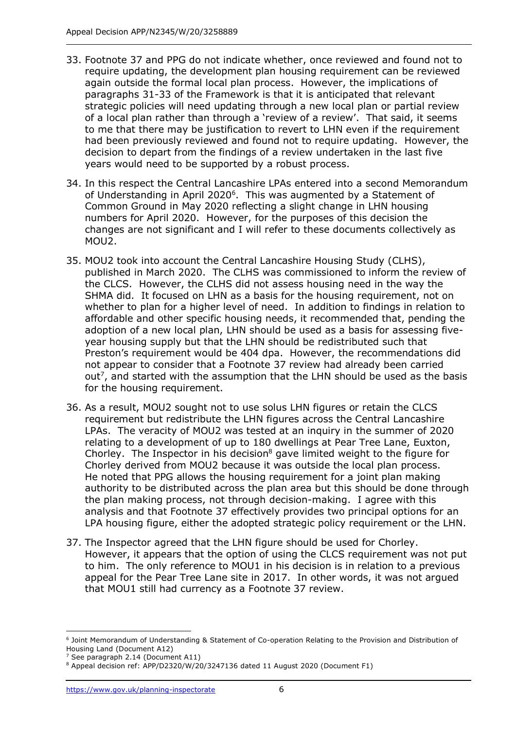33. Footnote 37 and PPG do not indicate whether, once reviewed and found not to require updating, the development plan housing requirement can be reviewed again outside the formal local plan process. However, the implications of paragraphs 31-33 of the Framework is that it is anticipated that relevant strategic policies will need updating through a new local plan or partial review of a local plan rather than through a 'review of a review'. That said, it seems to me that there may be justification to revert to LHN even if the requirement had been previously reviewed and found not to require updating. However, the decision to depart from the findings of a review undertaken in the last five years would need to be supported by a robust process.

34. In this respect the Central Lancashire LPAs entered into a second Memorandum of Understanding in April 2020[6]. This was augmented by a Statement of Common Ground in May 2020 reflecting a slight change in LHN housing numbers for April 2020. However, for the purposes of this decision the changes are not significant and I will refer to these documents collectively as MOU2.

35. MOU2 took into account the Central Lancashire Housing Study (CLHS), published in March 2020. The CLHS was commissioned to inform the review of the CLCS. However, the CLHS did not assess housing need in the way the SHMA did. It focused on LHN as a basis for the housing requirement, not on whether to plan for a higher level of need. In addition to findings in relation to affordable and other specific housing needs, it recommended that, pending the adoption of a new local plan, LHN should be used as a basis for assessing five-year housing supply but that the LHN should be redistributed such that Preston's requirement would be 404 dpa. However, the recommendations did not appear to consider that a Footnote 37 review had already been carried out[7], and started with the assumption that the LHN should be used as the basis for the housing requirement.

36. As a result, MOU2 sought not to use solus LHN figures or retain the CLCS requirement but redistribute the LHN figures across the Central Lancashire LPAs. The veracity of MOU2 was tested at an inquiry in the summer of 2020 relating to a development of up to 180 dwellings at Pear Tree Lane, Euxton, Chorley. The Inspector in his decision[8] gave limited weight to the figure for Chorley derived from MOU2 because it was outside the local plan process. He noted that PPG allows the housing requirement for a joint plan making authority to be distributed across the plan area but this should be done through the plan making process, not through decision-making. I agree with this analysis and that Footnote 37 effectively provides two principal options for an LPA housing figure, either the adopted strategic policy requirement or the LHN.

37. The Inspector agreed that the LHN figure should be used for Chorley. However, it appears that the option of using the CLCS requirement was not put to him. The only reference to MOU1 in his decision is in relation to a previous appeal for the Pear Tree Lane site in 2017. In other words, it was not argued that MOU1 still had currency as a Footnote 37 review.

---

[6] Joint Memorandum of Understanding & Statement of Co-operation Relating to the Provision and Distribution of Housing Land (Document A12)

[7] See paragraph 2.14 (Document A11)

[8] Appeal decision ref: APP/D2320/W/20/3247136 dated 11 August 2020 (Document F1)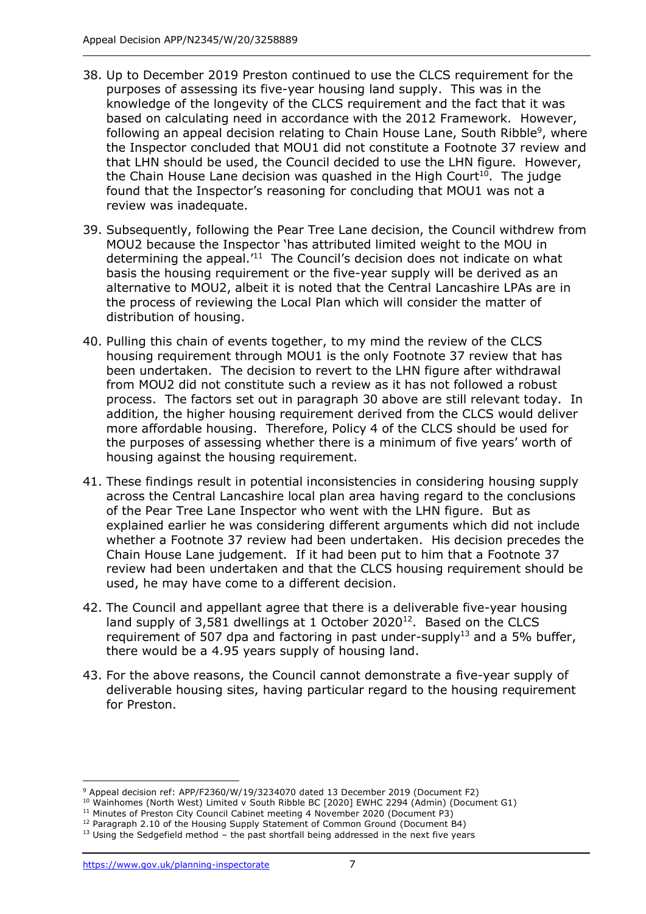38. Up to December 2019 Preston continued to use the CLCS requirement for the purposes of assessing its five-year housing land supply. This was in the knowledge of the longevity of the CLCS requirement and the fact that it was based on calculating need in accordance with the 2012 Framework. However, following an appeal decision relating to Chain House Lane, South Ribble[9], where the Inspector concluded that MOU1 did not constitute a Footnote 37 review and that LHN should be used, the Council decided to use the LHN figure. However, the Chain House Lane decision was quashed in the High Court[10]. The judge found that the Inspector's reasoning for concluding that MOU1 was not a review was inadequate.

39. Subsequently, following the Pear Tree Lane decision, the Council withdrew from MOU2 because the Inspector 'has attributed limited weight to the MOU in determining the appeal.'[11] The Council's decision does not indicate on what basis the housing requirement or the five-year supply will be derived as an alternative to MOU2, albeit it is noted that the Central Lancashire LPAs are in the process of reviewing the Local Plan which will consider the matter of distribution of housing.

40. Pulling this chain of events together, to my mind the review of the CLCS housing requirement through MOU1 is the only Footnote 37 review that has been undertaken. The decision to revert to the LHN figure after withdrawal from MOU2 did not constitute such a review as it has not followed a robust process. The factors set out in paragraph 30 above are still relevant today. In addition, the higher housing requirement derived from the CLCS would deliver more affordable housing. Therefore, Policy 4 of the CLCS should be used for the purposes of assessing whether there is a minimum of five years' worth of housing against the housing requirement.

41. These findings result in potential inconsistencies in considering housing supply across the Central Lancashire local plan area having regard to the conclusions of the Pear Tree Lane Inspector who went with the LHN figure. But as explained earlier he was considering different arguments which did not include whether a Footnote 37 review had been undertaken. His decision precedes the Chain House Lane judgement. If it had been put to him that a Footnote 37 review had been undertaken and that the CLCS housing requirement should be used, he may have come to a different decision.

42. The Council and appellant agree that there is a deliverable five-year housing land supply of 3,581 dwellings at 1 October 2020[12]. Based on the CLCS requirement of 507 dpa and factoring in past under-supply[13] and a 5% buffer, there would be a 4.95 years supply of housing land.

43. For the above reasons, the Council cannot demonstrate a five-year supply of deliverable housing sites, having particular regard to the housing requirement for Preston.

---

[9] Appeal decision ref: APP/F2360/W/19/3234070 dated 13 December 2019 (Document F2)

[10] Wainhomes (North West) Limited v South Ribble BC [2020] EWHC 2294 (Admin) (Document G1)

[11] Minutes of Preston City Council Cabinet meeting 4 November 2020 (Document P3)

[12] Paragraph 2.10 of the Housing Supply Statement of Common Ground (Document B4)

[13] Using the Sedgefield method – the past shortfall being addressed in the next five years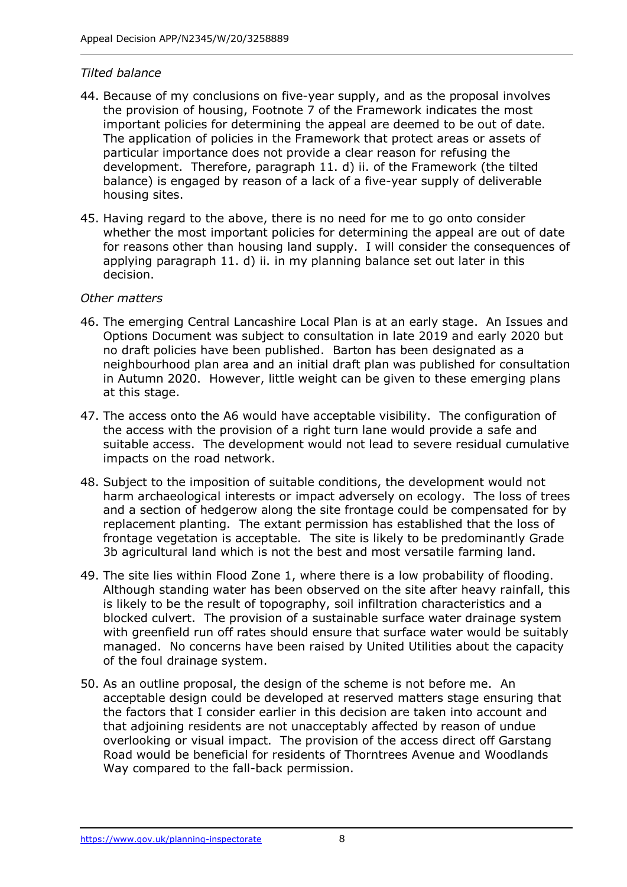*Tilted balance*

44. Because of my conclusions on five-year supply, and as the proposal involves the provision of housing, Footnote 7 of the Framework indicates the most important policies for determining the appeal are deemed to be out of date. The application of policies in the Framework that protect areas or assets of particular importance does not provide a clear reason for refusing the development. Therefore, paragraph 11. d) ii. of the Framework (the tilted balance) is engaged by reason of a lack of a five-year supply of deliverable housing sites.

45. Having regard to the above, there is no need for me to go onto consider whether the most important policies for determining the appeal are out of date for reasons other than housing land supply. I will consider the consequences of applying paragraph 11. d) ii. in my planning balance set out later in this decision.

*Other matters*

46. The emerging Central Lancashire Local Plan is at an early stage. An Issues and Options Document was subject to consultation in late 2019 and early 2020 but no draft policies have been published. Barton has been designated as a neighbourhood plan area and an initial draft plan was published for consultation in Autumn 2020. However, little weight can be given to these emerging plans at this stage.

47. The access onto the A6 would have acceptable visibility. The configuration of the access with the provision of a right turn lane would provide a safe and suitable access. The development would not lead to severe residual cumulative impacts on the road network.

48. Subject to the imposition of suitable conditions, the development would not harm archaeological interests or impact adversely on ecology. The loss of trees and a section of hedgerow along the site frontage could be compensated for by replacement planting. The extant permission has established that the loss of frontage vegetation is acceptable. The site is likely to be predominantly Grade 3b agricultural land which is not the best and most versatile farming land.

49. The site lies within Flood Zone 1, where there is a low probability of flooding. Although standing water has been observed on the site after heavy rainfall, this is likely to be the result of topography, soil infiltration characteristics and a blocked culvert. The provision of a sustainable surface water drainage system with greenfield run off rates should ensure that surface water would be suitably managed. No concerns have been raised by United Utilities about the capacity of the foul drainage system.

50. As an outline proposal, the design of the scheme is not before me. An acceptable design could be developed at reserved matters stage ensuring that the factors that I consider earlier in this decision are taken into account and that adjoining residents are not unacceptably affected by reason of undue overlooking or visual impact. The provision of the access direct off Garstang Road would be beneficial for residents of Thorntrees Avenue and Woodlands Way compared to the fall-back permission.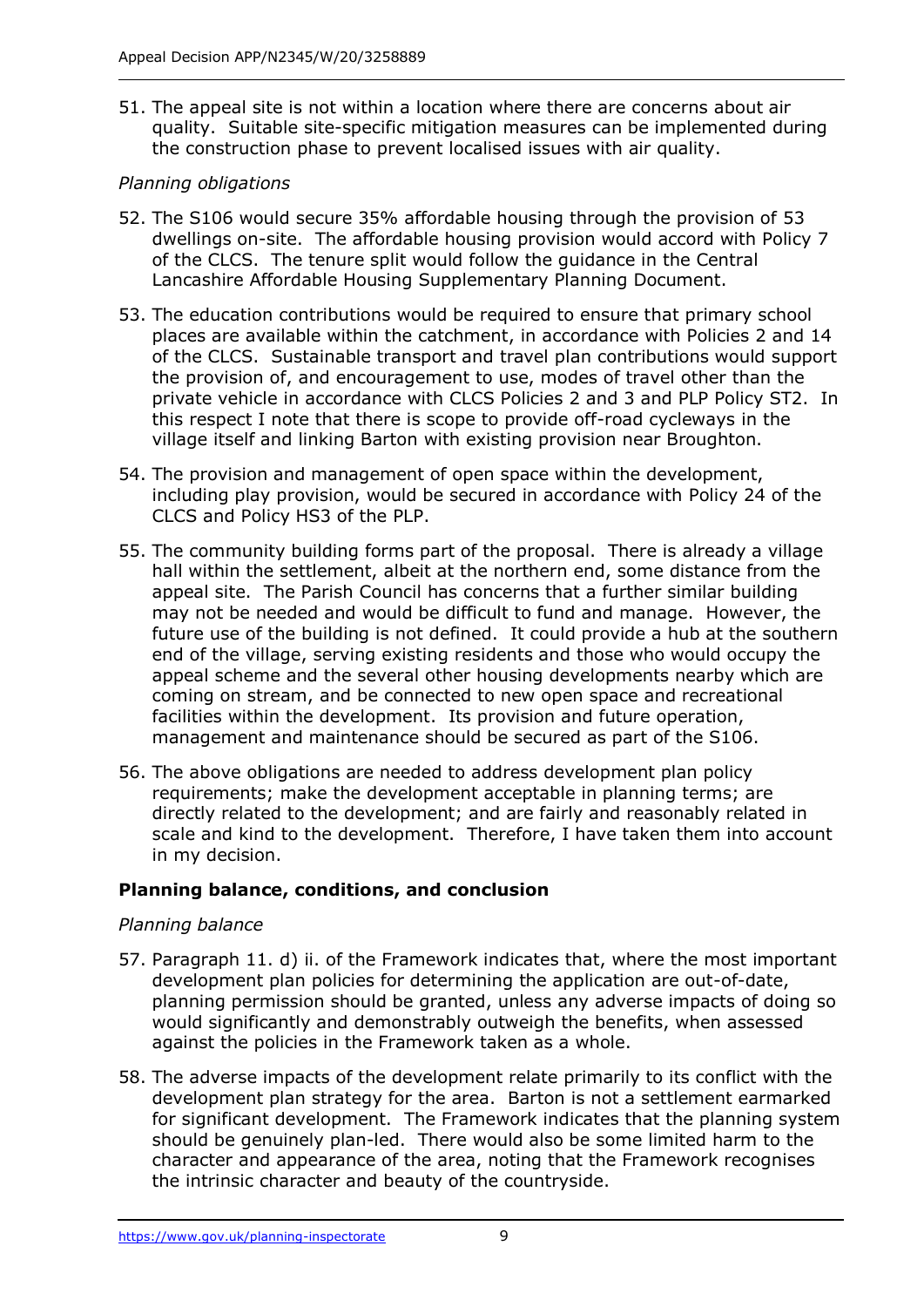51. The appeal site is not within a location where there are concerns about air quality. Suitable site-specific mitigation measures can be implemented during the construction phase to prevent localised issues with air quality.

*Planning obligations*

52. The S106 would secure 35% affordable housing through the provision of 53 dwellings on-site. The affordable housing provision would accord with Policy 7 of the CLCS. The tenure split would follow the guidance in the Central Lancashire Affordable Housing Supplementary Planning Document.

53. The education contributions would be required to ensure that primary school places are available within the catchment, in accordance with Policies 2 and 14 of the CLCS. Sustainable transport and travel plan contributions would support the provision of, and encouragement to use, modes of travel other than the private vehicle in accordance with CLCS Policies 2 and 3 and PLP Policy ST2. In this respect I note that there is scope to provide off-road cycleways in the village itself and linking Barton with existing provision near Broughton.

54. The provision and management of open space within the development, including play provision, would be secured in accordance with Policy 24 of the CLCS and Policy HS3 of the PLP.

55. The community building forms part of the proposal. There is already a village hall within the settlement, albeit at the northern end, some distance from the appeal site. The Parish Council has concerns that a further similar building may not be needed and would be difficult to fund and manage. However, the future use of the building is not defined. It could provide a hub at the southern end of the village, serving existing residents and those who would occupy the appeal scheme and the several other housing developments nearby which are coming on stream, and be connected to new open space and recreational facilities within the development. Its provision and future operation, management and maintenance should be secured as part of the S106.

56. The above obligations are needed to address development plan policy requirements; make the development acceptable in planning terms; are directly related to the development; and are fairly and reasonably related in scale and kind to the development. Therefore, I have taken them into account in my decision.

## Planning balance, conditions, and conclusion

*Planning balance*

57. Paragraph 11. d) ii. of the Framework indicates that, where the most important development plan policies for determining the application are out-of-date, planning permission should be granted, unless any adverse impacts of doing so would significantly and demonstrably outweigh the benefits, when assessed against the policies in the Framework taken as a whole.

58. The adverse impacts of the development relate primarily to its conflict with the development plan strategy for the area. Barton is not a settlement earmarked for significant development. The Framework indicates that the planning system should be genuinely plan-led. There would also be some limited harm to the character and appearance of the area, noting that the Framework recognises the intrinsic character and beauty of the countryside.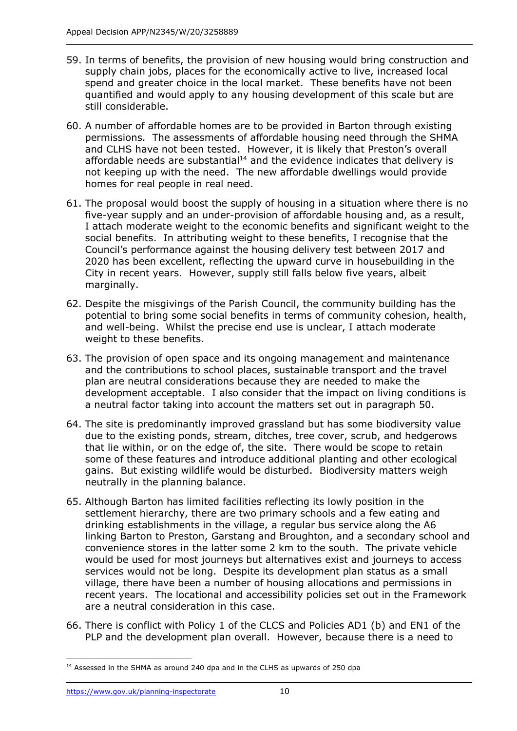59. In terms of benefits, the provision of new housing would bring construction and supply chain jobs, places for the economically active to live, increased local spend and greater choice in the local market. These benefits have not been quantified and would apply to any housing development of this scale but are still considerable.

60. A number of affordable homes are to be provided in Barton through existing permissions. The assessments of affordable housing need through the SHMA and CLHS have not been tested. However, it is likely that Preston's overall affordable needs are substantial[14] and the evidence indicates that delivery is not keeping up with the need. The new affordable dwellings would provide homes for real people in real need.

61. The proposal would boost the supply of housing in a situation where there is no five-year supply and an under-provision of affordable housing and, as a result, I attach moderate weight to the economic benefits and significant weight to the social benefits. In attributing weight to these benefits, I recognise that the Council's performance against the housing delivery test between 2017 and 2020 has been excellent, reflecting the upward curve in housebuilding in the City in recent years. However, supply still falls below five years, albeit marginally.

62. Despite the misgivings of the Parish Council, the community building has the potential to bring some social benefits in terms of community cohesion, health, and well-being. Whilst the precise end use is unclear, I attach moderate weight to these benefits.

63. The provision of open space and its ongoing management and maintenance and the contributions to school places, sustainable transport and the travel plan are neutral considerations because they are needed to make the development acceptable. I also consider that the impact on living conditions is a neutral factor taking into account the matters set out in paragraph 50.

64. The site is predominantly improved grassland but has some biodiversity value due to the existing ponds, stream, ditches, tree cover, scrub, and hedgerows that lie within, or on the edge of, the site. There would be scope to retain some of these features and introduce additional planting and other ecological gains. But existing wildlife would be disturbed. Biodiversity matters weigh neutrally in the planning balance.

65. Although Barton has limited facilities reflecting its lowly position in the settlement hierarchy, there are two primary schools and a few eating and drinking establishments in the village, a regular bus service along the A6 linking Barton to Preston, Garstang and Broughton, and a secondary school and convenience stores in the latter some 2 km to the south. The private vehicle would be used for most journeys but alternatives exist and journeys to access services would not be long. Despite its development plan status as a small village, there have been a number of housing allocations and permissions in recent years. The locational and accessibility policies set out in the Framework are a neutral consideration in this case.

66. There is conflict with Policy 1 of the CLCS and Policies AD1 (b) and EN1 of the PLP and the development plan overall. However, because there is a need to

[14] Assessed in the SHMA as around 240 dpa and in the CLHS as upwards of 250 dpa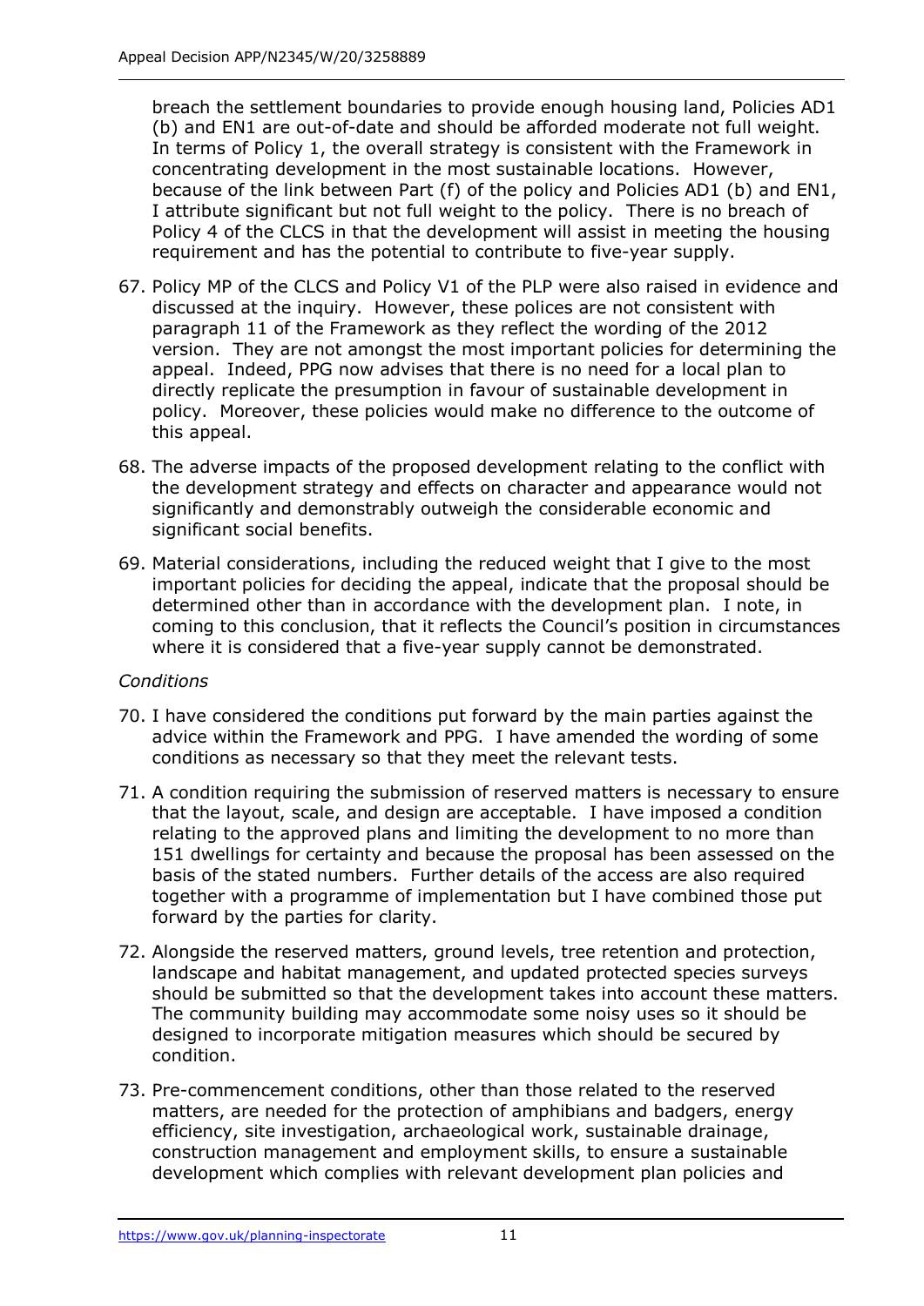breach the settlement boundaries to provide enough housing land, Policies AD1 (b) and EN1 are out-of-date and should be afforded moderate not full weight. In terms of Policy 1, the overall strategy is consistent with the Framework in concentrating development in the most sustainable locations. However, because of the link between Part (f) of the policy and Policies AD1 (b) and EN1, I attribute significant but not full weight to the policy. There is no breach of Policy 4 of the CLCS in that the development will assist in meeting the housing requirement and has the potential to contribute to five-year supply.

67. Policy MP of the CLCS and Policy V1 of the PLP were also raised in evidence and discussed at the inquiry. However, these polices are not consistent with paragraph 11 of the Framework as they reflect the wording of the 2012 version. They are not amongst the most important policies for determining the appeal. Indeed, PPG now advises that there is no need for a local plan to directly replicate the presumption in favour of sustainable development in policy. Moreover, these policies would make no difference to the outcome of this appeal.

68. The adverse impacts of the proposed development relating to the conflict with the development strategy and effects on character and appearance would not significantly and demonstrably outweigh the considerable economic and significant social benefits.

69. Material considerations, including the reduced weight that I give to the most important policies for deciding the appeal, indicate that the proposal should be determined other than in accordance with the development plan. I note, in coming to this conclusion, that it reflects the Council's position in circumstances where it is considered that a five-year supply cannot be demonstrated.

*Conditions*

70. I have considered the conditions put forward by the main parties against the advice within the Framework and PPG. I have amended the wording of some conditions as necessary so that they meet the relevant tests.

71. A condition requiring the submission of reserved matters is necessary to ensure that the layout, scale, and design are acceptable. I have imposed a condition relating to the approved plans and limiting the development to no more than 151 dwellings for certainty and because the proposal has been assessed on the basis of the stated numbers. Further details of the access are also required together with a programme of implementation but I have combined those put forward by the parties for clarity.

72. Alongside the reserved matters, ground levels, tree retention and protection, landscape and habitat management, and updated protected species surveys should be submitted so that the development takes into account these matters. The community building may accommodate some noisy uses so it should be designed to incorporate mitigation measures which should be secured by condition.

73. Pre-commencement conditions, other than those related to the reserved matters, are needed for the protection of amphibians and badgers, energy efficiency, site investigation, archaeological work, sustainable drainage, construction management and employment skills, to ensure a sustainable development which complies with relevant development plan policies and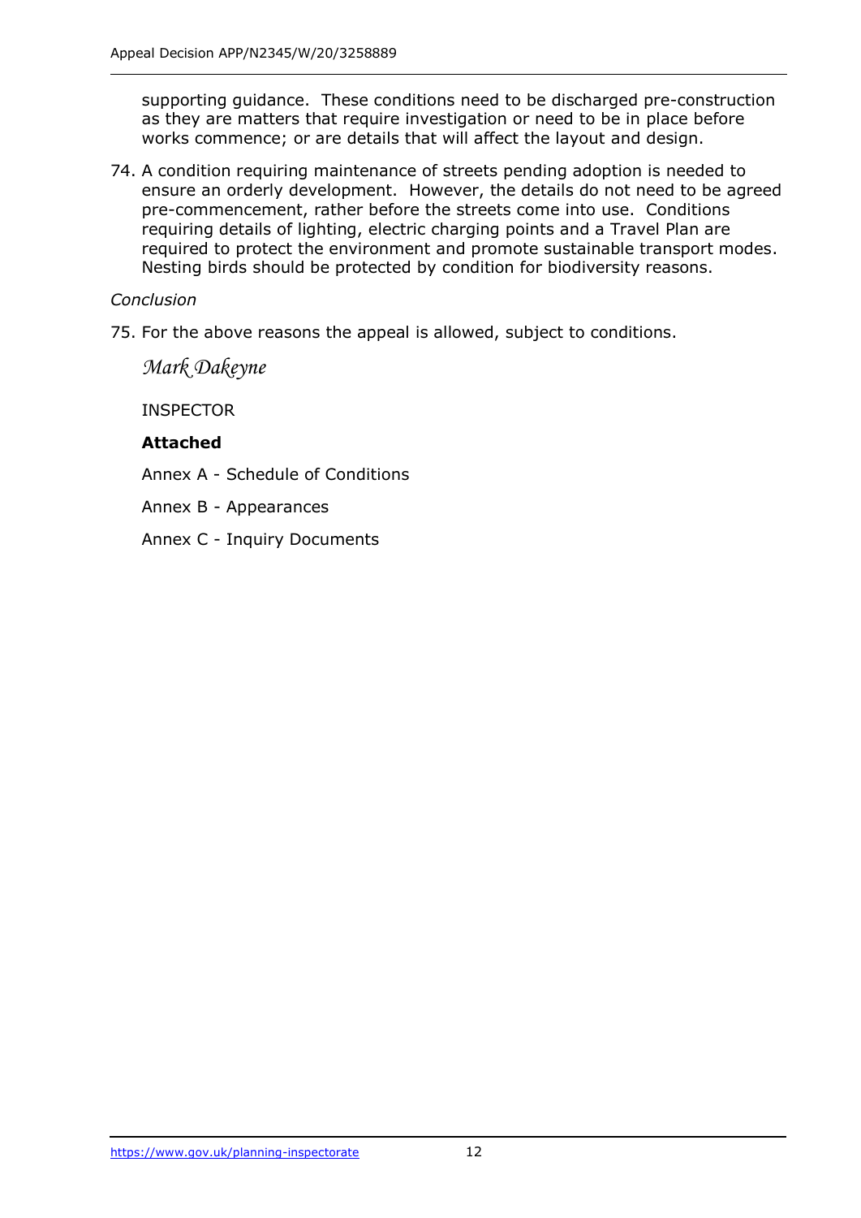supporting guidance. These conditions need to be discharged pre-construction as they are matters that require investigation or need to be in place before works commence; or are details that will affect the layout and design.

74. A condition requiring maintenance of streets pending adoption is needed to ensure an orderly development. However, the details do not need to be agreed pre-commencement, rather before the streets come into use. Conditions requiring details of lighting, electric charging points and a Travel Plan are required to protect the environment and promote sustainable transport modes. Nesting birds should be protected by condition for biodiversity reasons.

*Conclusion*

75. For the above reasons the appeal is allowed, subject to conditions.

*Mark Dakeyne*

INSPECTOR

**Attached**

Annex A - Schedule of Conditions

Annex B - Appearances

Annex C - Inquiry Documents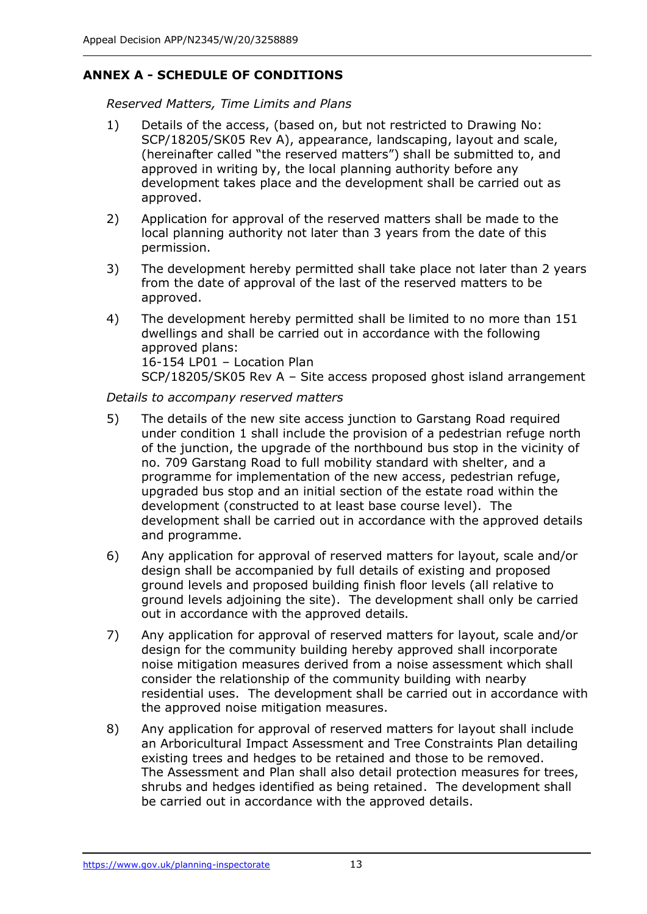## ANNEX A - SCHEDULE OF CONDITIONS

*Reserved Matters, Time Limits and Plans*

1) Details of the access, (based on, but not restricted to Drawing No: SCP/18205/SK05 Rev A), appearance, landscaping, layout and scale, (hereinafter called "the reserved matters") shall be submitted to, and approved in writing by, the local planning authority before any development takes place and the development shall be carried out as approved.

2) Application for approval of the reserved matters shall be made to the local planning authority not later than 3 years from the date of this permission.

3) The development hereby permitted shall take place not later than 2 years from the date of approval of the last of the reserved matters to be approved.

4) The development hereby permitted shall be limited to no more than 151 dwellings and shall be carried out in accordance with the following approved plans:
16-154 LP01 – Location Plan
SCP/18205/SK05 Rev A – Site access proposed ghost island arrangement

*Details to accompany reserved matters*

5) The details of the new site access junction to Garstang Road required under condition 1 shall include the provision of a pedestrian refuge north of the junction, the upgrade of the northbound bus stop in the vicinity of no. 709 Garstang Road to full mobility standard with shelter, and a programme for implementation of the new access, pedestrian refuge, upgraded bus stop and an initial section of the estate road within the development (constructed to at least base course level). The development shall be carried out in accordance with the approved details and programme.

6) Any application for approval of reserved matters for layout, scale and/or design shall be accompanied by full details of existing and proposed ground levels and proposed building finish floor levels (all relative to ground levels adjoining the site). The development shall only be carried out in accordance with the approved details.

7) Any application for approval of reserved matters for layout, scale and/or design for the community building hereby approved shall incorporate noise mitigation measures derived from a noise assessment which shall consider the relationship of the community building with nearby residential uses. The development shall be carried out in accordance with the approved noise mitigation measures.

8) Any application for approval of reserved matters for layout shall include an Arboricultural Impact Assessment and Tree Constraints Plan detailing existing trees and hedges to be retained and those to be removed. The Assessment and Plan shall also detail protection measures for trees, shrubs and hedges identified as being retained. The development shall be carried out in accordance with the approved details.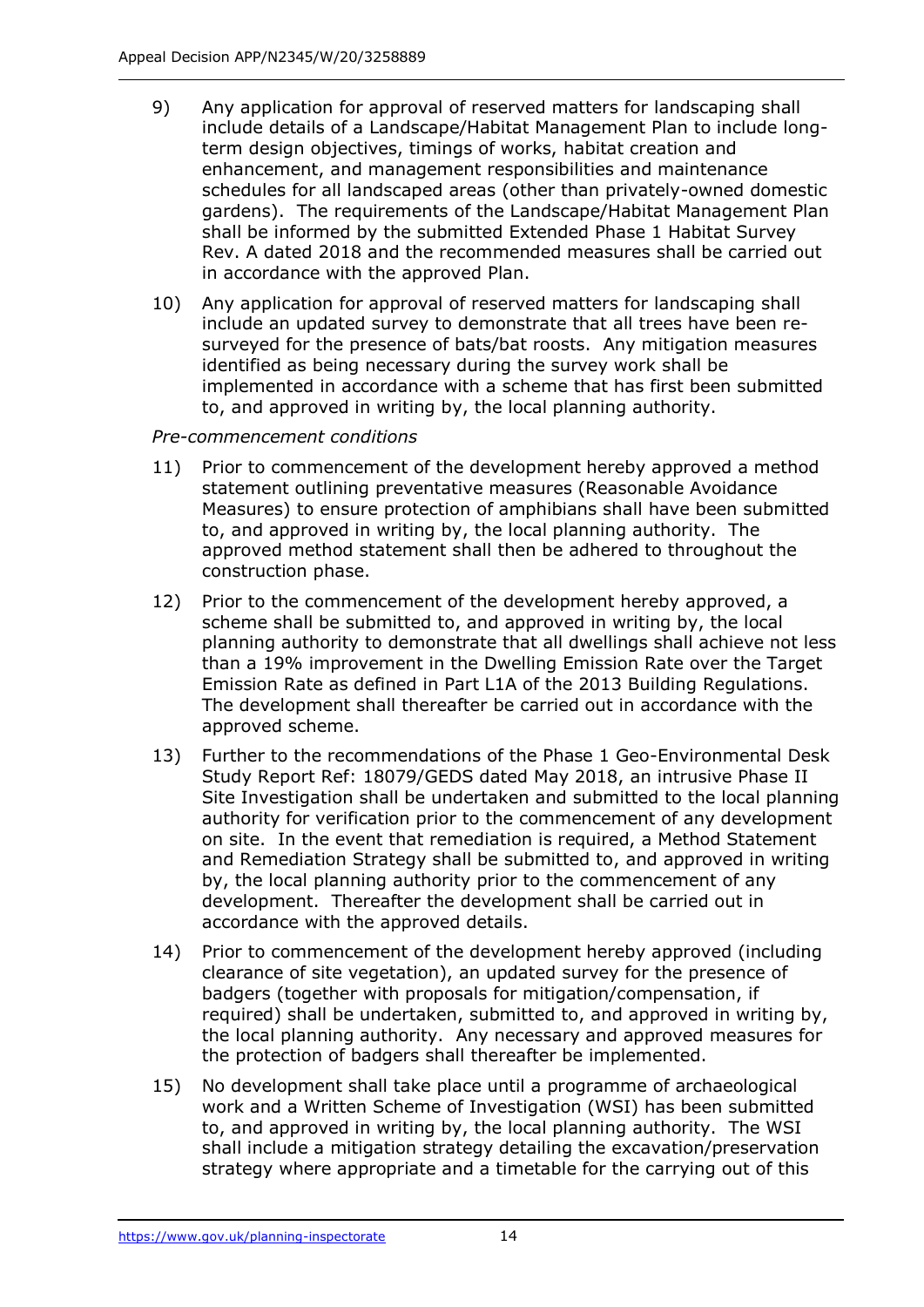9) Any application for approval of reserved matters for landscaping shall include details of a Landscape/Habitat Management Plan to include long-term design objectives, timings of works, habitat creation and enhancement, and management responsibilities and maintenance schedules for all landscaped areas (other than privately-owned domestic gardens). The requirements of the Landscape/Habitat Management Plan shall be informed by the submitted Extended Phase 1 Habitat Survey Rev. A dated 2018 and the recommended measures shall be carried out in accordance with the approved Plan.

10) Any application for approval of reserved matters for landscaping shall include an updated survey to demonstrate that all trees have been re-surveyed for the presence of bats/bat roosts. Any mitigation measures identified as being necessary during the survey work shall be implemented in accordance with a scheme that has first been submitted to, and approved in writing by, the local planning authority.

*Pre-commencement conditions*

11) Prior to commencement of the development hereby approved a method statement outlining preventative measures (Reasonable Avoidance Measures) to ensure protection of amphibians shall have been submitted to, and approved in writing by, the local planning authority. The approved method statement shall then be adhered to throughout the construction phase.

12) Prior to the commencement of the development hereby approved, a scheme shall be submitted to, and approved in writing by, the local planning authority to demonstrate that all dwellings shall achieve not less than a 19% improvement in the Dwelling Emission Rate over the Target Emission Rate as defined in Part L1A of the 2013 Building Regulations. The development shall thereafter be carried out in accordance with the approved scheme.

13) Further to the recommendations of the Phase 1 Geo-Environmental Desk Study Report Ref: 18079/GEDS dated May 2018, an intrusive Phase II Site Investigation shall be undertaken and submitted to the local planning authority for verification prior to the commencement of any development on site. In the event that remediation is required, a Method Statement and Remediation Strategy shall be submitted to, and approved in writing by, the local planning authority prior to the commencement of any development. Thereafter the development shall be carried out in accordance with the approved details.

14) Prior to commencement of the development hereby approved (including clearance of site vegetation), an updated survey for the presence of badgers (together with proposals for mitigation/compensation, if required) shall be undertaken, submitted to, and approved in writing by, the local planning authority. Any necessary and approved measures for the protection of badgers shall thereafter be implemented.

15) No development shall take place until a programme of archaeological work and a Written Scheme of Investigation (WSI) has been submitted to, and approved in writing by, the local planning authority. The WSI shall include a mitigation strategy detailing the excavation/preservation strategy where appropriate and a timetable for the carrying out of this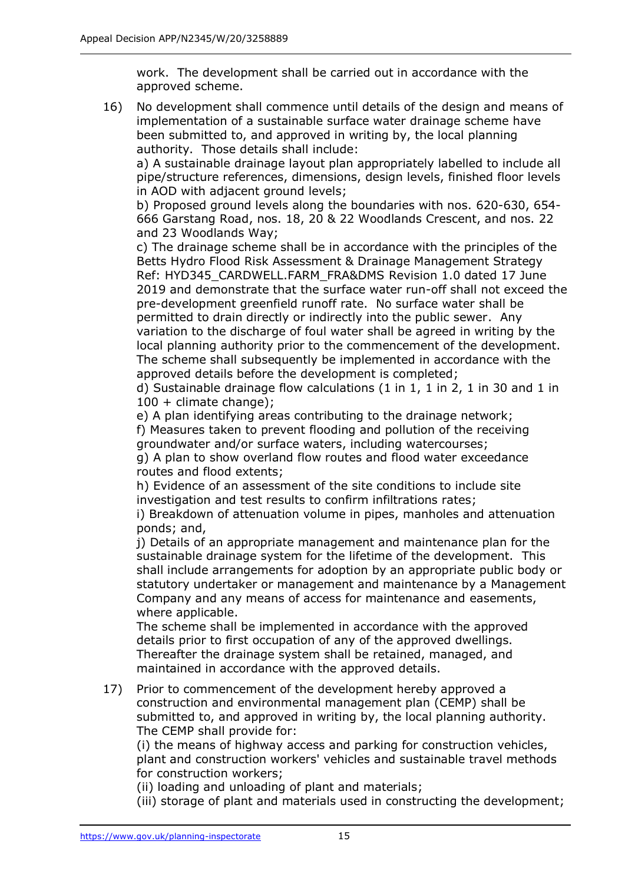work. The development shall be carried out in accordance with the approved scheme.

16) No development shall commence until details of the design and means of implementation of a sustainable surface water drainage scheme have been submitted to, and approved in writing by, the local planning authority. Those details shall include:

    a) A sustainable drainage layout plan appropriately labelled to include all pipe/structure references, dimensions, design levels, finished floor levels in AOD with adjacent ground levels;
    b) Proposed ground levels along the boundaries with nos. 620-630, 654-666 Garstang Road, nos. 18, 20 & 22 Woodlands Crescent, and nos. 22 and 23 Woodlands Way;
    c) The drainage scheme shall be in accordance with the principles of the Betts Hydro Flood Risk Assessment & Drainage Management Strategy Ref: HYD345_CARDWELL.FARM_FRA&DMS Revision 1.0 dated 17 June 2019 and demonstrate that the surface water run-off shall not exceed the pre-development greenfield runoff rate. No surface water shall be permitted to drain directly or indirectly into the public sewer. Any variation to the discharge of foul water shall be agreed in writing by the local planning authority prior to the commencement of the development. The scheme shall subsequently be implemented in accordance with the approved details before the development is completed;
    d) Sustainable drainage flow calculations (1 in 1, 1 in 2, 1 in 30 and 1 in 100 + climate change);
    e) A plan identifying areas contributing to the drainage network;
    f) Measures taken to prevent flooding and pollution of the receiving groundwater and/or surface waters, including watercourses;
    g) A plan to show overland flow routes and flood water exceedance routes and flood extents;
    h) Evidence of an assessment of the site conditions to include site investigation and test results to confirm infiltrations rates;
    i) Breakdown of attenuation volume in pipes, manholes and attenuation ponds; and,
    j) Details of an appropriate management and maintenance plan for the sustainable drainage system for the lifetime of the development. This shall include arrangements for adoption by an appropriate public body or statutory undertaker or management and maintenance by a Management Company and any means of access for maintenance and easements, where applicable.

    The scheme shall be implemented in accordance with the approved details prior to first occupation of any of the approved dwellings. Thereafter the drainage system shall be retained, managed, and maintained in accordance with the approved details.

17) Prior to commencement of the development hereby approved a construction and environmental management plan (CEMP) shall be submitted to, and approved in writing by, the local planning authority. The CEMP shall provide for:

    (i) the means of highway access and parking for construction vehicles, plant and construction workers' vehicles and sustainable travel methods for construction workers;
    (ii) loading and unloading of plant and materials;
    (iii) storage of plant and materials used in constructing the development;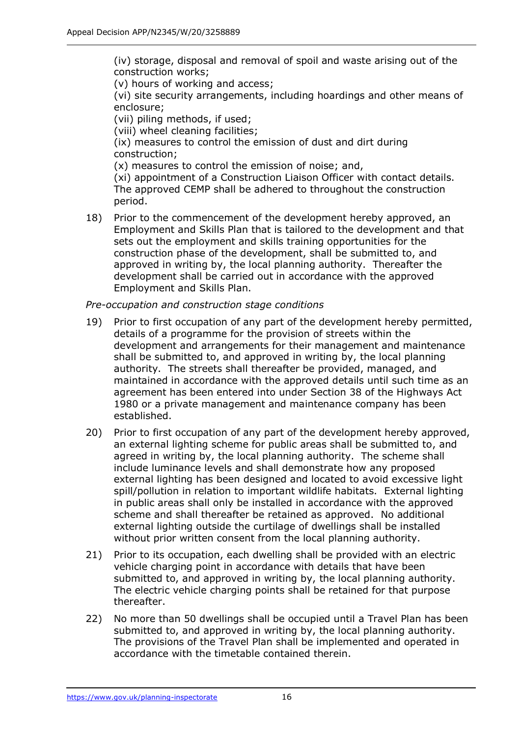(iv) storage, disposal and removal of spoil and waste arising out of the construction works;
(v) hours of working and access;
(vi) site security arrangements, including hoardings and other means of enclosure;
(vii) piling methods, if used;
(viii) wheel cleaning facilities;
(ix) measures to control the emission of dust and dirt during construction;
(x) measures to control the emission of noise; and,
(xi) appointment of a Construction Liaison Officer with contact details.
The approved CEMP shall be adhered to throughout the construction period.

18) Prior to the commencement of the development hereby approved, an Employment and Skills Plan that is tailored to the development and that sets out the employment and skills training opportunities for the construction phase of the development, shall be submitted to, and approved in writing by, the local planning authority. Thereafter the development shall be carried out in accordance with the approved Employment and Skills Plan.

*Pre-occupation and construction stage conditions*

19) Prior to first occupation of any part of the development hereby permitted, details of a programme for the provision of streets within the development and arrangements for their management and maintenance shall be submitted to, and approved in writing by, the local planning authority. The streets shall thereafter be provided, managed, and maintained in accordance with the approved details until such time as an agreement has been entered into under Section 38 of the Highways Act 1980 or a private management and maintenance company has been established.

20) Prior to first occupation of any part of the development hereby approved, an external lighting scheme for public areas shall be submitted to, and agreed in writing by, the local planning authority. The scheme shall include luminance levels and shall demonstrate how any proposed external lighting has been designed and located to avoid excessive light spill/pollution in relation to important wildlife habitats. External lighting in public areas shall only be installed in accordance with the approved scheme and shall thereafter be retained as approved. No additional external lighting outside the curtilage of dwellings shall be installed without prior written consent from the local planning authority.

21) Prior to its occupation, each dwelling shall be provided with an electric vehicle charging point in accordance with details that have been submitted to, and approved in writing by, the local planning authority. The electric vehicle charging points shall be retained for that purpose thereafter.

22) No more than 50 dwellings shall be occupied until a Travel Plan has been submitted to, and approved in writing by, the local planning authority. The provisions of the Travel Plan shall be implemented and operated in accordance with the timetable contained therein.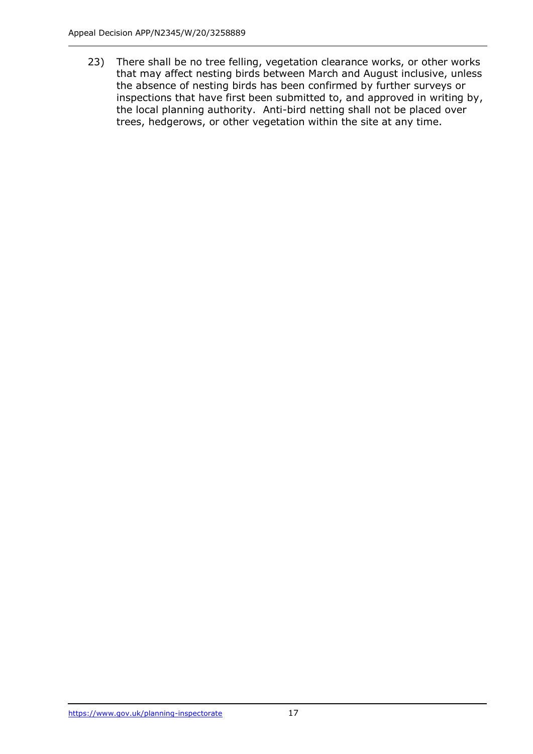23) There shall be no tree felling, vegetation clearance works, or other works that may affect nesting birds between March and August inclusive, unless the absence of nesting birds has been confirmed by further surveys or inspections that have first been submitted to, and approved in writing by, the local planning authority. Anti-bird netting shall not be placed over trees, hedgerows, or other vegetation within the site at any time.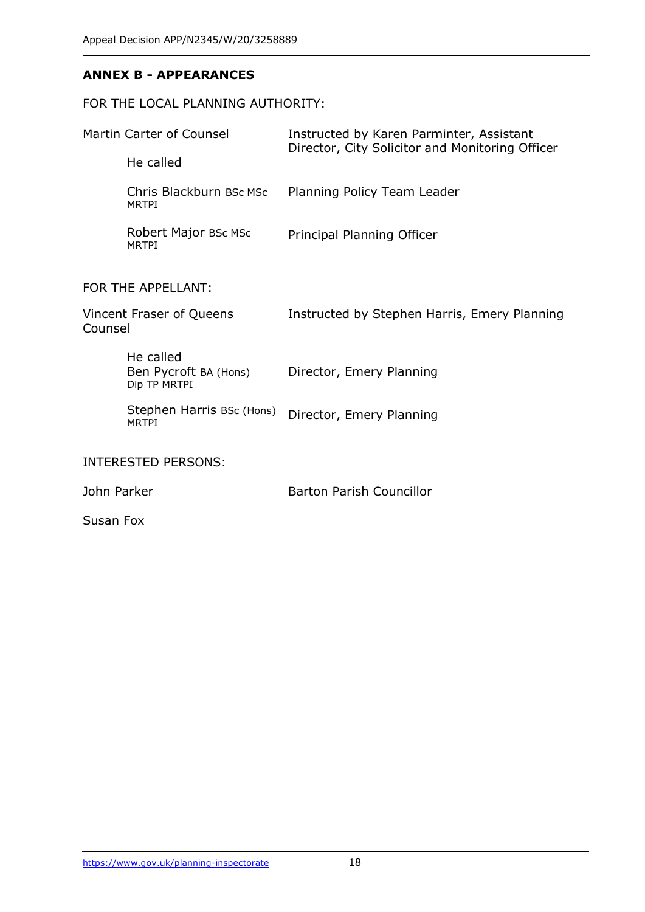## ANNEX B - APPEARANCES

FOR THE LOCAL PLANNING AUTHORITY:

| | |
|---|---|
| Martin Carter of Counsel | Instructed by Karen Parminter, Assistant Director, City Solicitor and Monitoring Officer |
| He called | |
| Chris Blackburn BSc MSc MRTPI | Planning Policy Team Leader |
| Robert Major BSc MSc MRTPI | Principal Planning Officer |

FOR THE APPELLANT:

| | |
|---|---|
| Vincent Fraser of Queens Counsel | Instructed by Stephen Harris, Emery Planning |
| He called | |
| Ben Pycroft BA (Hons) Dip TP MRTPI | Director, Emery Planning |
| Stephen Harris BSc (Hons) MRTPI | Director, Emery Planning |

INTERESTED PERSONS:

| | |
|---|---|
| John Parker | Barton Parish Councillor |
| Susan Fox | |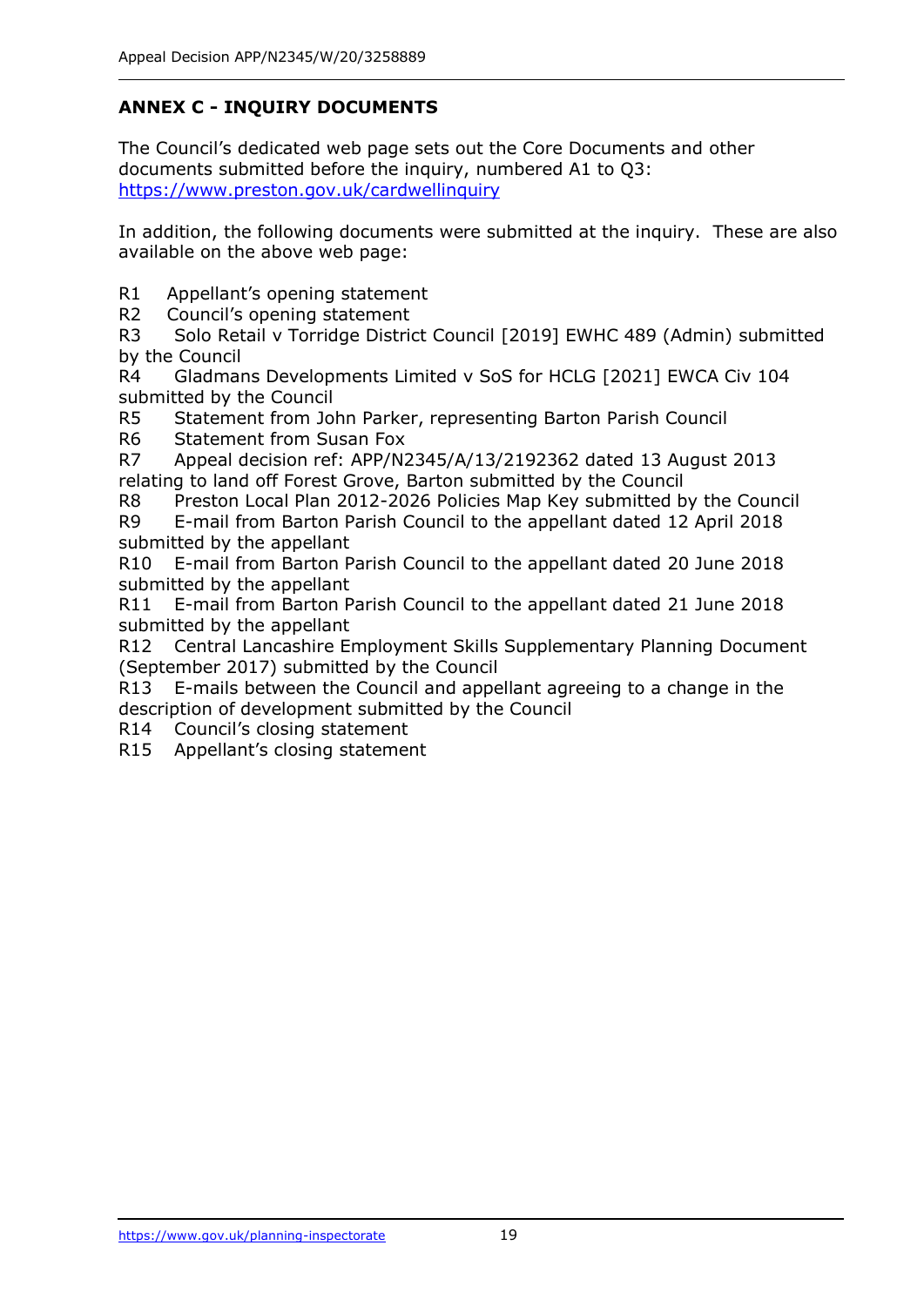## ANNEX C - INQUIRY DOCUMENTS

The Council's dedicated web page sets out the Core Documents and other documents submitted before the inquiry, numbered A1 to Q3: https://www.preston.gov.uk/cardwellinquiry

In addition, the following documents were submitted at the inquiry. These are also available on the above web page:

R1 Appellant's opening statement
R2 Council's opening statement
R3 Solo Retail v Torridge District Council [2019] EWHC 489 (Admin) submitted by the Council
R4 Gladmans Developments Limited v SoS for HCLG [2021] EWCA Civ 104 submitted by the Council
R5 Statement from John Parker, representing Barton Parish Council
R6 Statement from Susan Fox
R7 Appeal decision ref: APP/N2345/A/13/2192362 dated 13 August 2013 relating to land off Forest Grove, Barton submitted by the Council
R8 Preston Local Plan 2012-2026 Policies Map Key submitted by the Council
R9 E-mail from Barton Parish Council to the appellant dated 12 April 2018 submitted by the appellant
R10 E-mail from Barton Parish Council to the appellant dated 20 June 2018 submitted by the appellant
R11 E-mail from Barton Parish Council to the appellant dated 21 June 2018 submitted by the appellant
R12 Central Lancashire Employment Skills Supplementary Planning Document (September 2017) submitted by the Council
R13 E-mails between the Council and appellant agreeing to a change in the description of development submitted by the Council
R14 Council's closing statement
R15 Appellant's closing statement